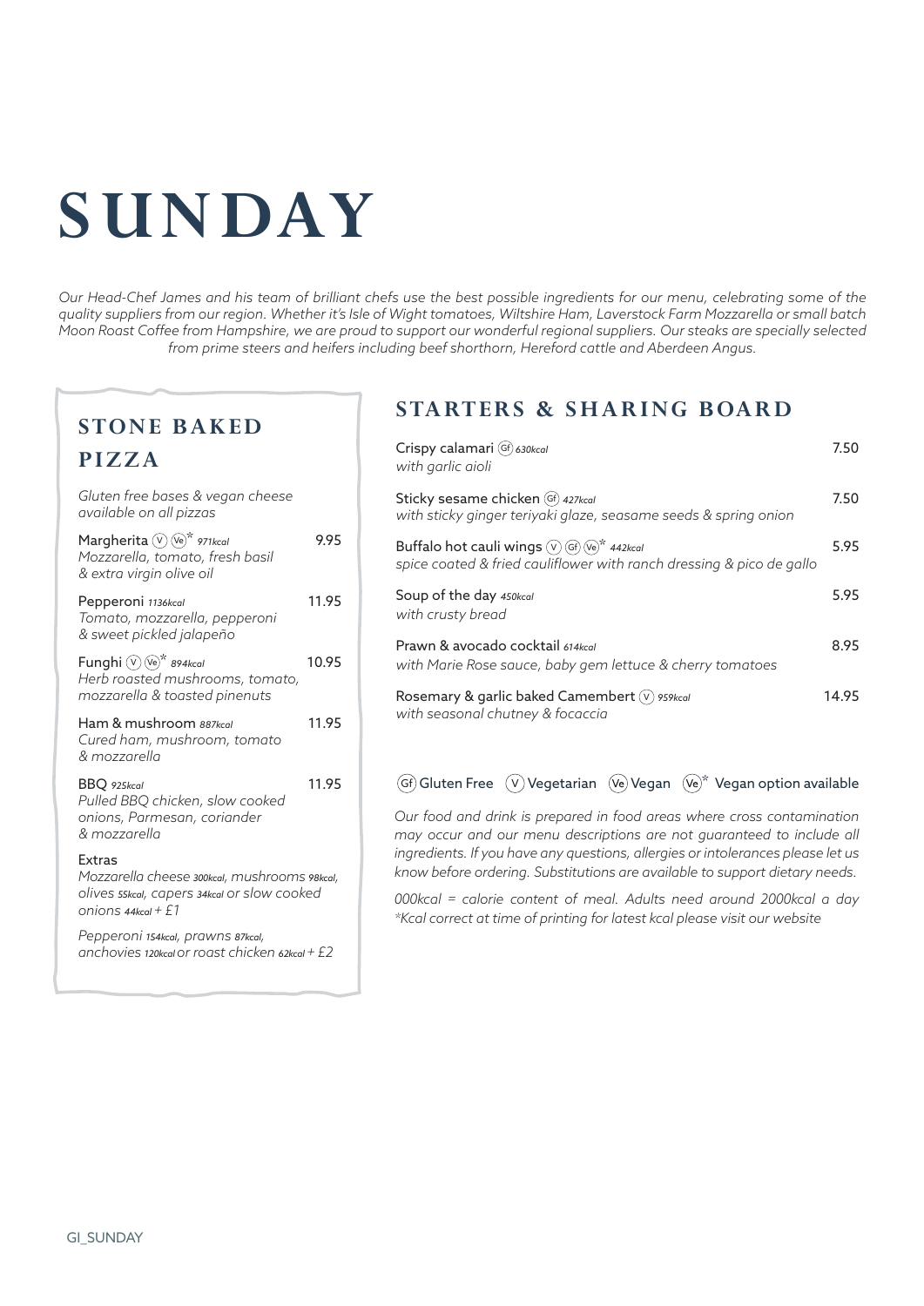# SUNDAY

*Our Head-Chef James and his team of brilliant chefs use the best possible ingredients for our menu, celebrating some of the quality suppliers from our region. Whether it's Isle of Wight tomatoes, Wiltshire Ham, Laverstock Farm Mozzarella or small batch Moon Roast Coffee from Hampshire, we are proud to support our wonderful regional suppliers. Our steaks are specially selected from prime steers and heifers including beef shorthorn, Hereford cattle and Aberdeen Angus.*

## STONE BAKED PIZZA

*Gluten free bases & vegan cheese available on all pizzas*

**Margherita** (V) (Ve)* *971kcal* — 9.95
*Mozzarella, tomato, fresh basil & extra virgin olive oil*

**Pepperoni** *1136kcal* — 11.95
*Tomato, mozzarella, pepperoni & sweet pickled jalapeño*

**Funghi** (V) (Ve)* *894kcal* — 10.95
*Herb roasted mushrooms, tomato, mozzarella & toasted pinenuts*

**Ham & mushroom** *887kcal* — 11.95
*Cured ham, mushroom, tomato & mozzarella*

**BBQ** *925kcal* — 11.95
*Pulled BBQ chicken, slow cooked onions, Parmesan, coriander & mozzarella*

**Extras**
*Mozzarella cheese 300kcal, mushrooms 98kcal, olives 55kcal, capers 34kcal or slow cooked onions 44kcal + £1*

*Pepperoni 154kcal, prawns 87kcal, anchovies 120kcal or roast chicken 62kcal + £2*

## STARTERS & SHARING BOARD

**Crispy calamari** (Gf) *630kcal* — 7.50
*with garlic aioli*

**Sticky sesame chicken** (Gf) *427kcal* — 7.50
*with sticky ginger teriyaki glaze, seasame seeds & spring onion*

**Buffalo hot cauli wings** (V) (Gf) (Ve)* *442kcal* — 5.95
*spice coated & fried cauliflower with ranch dressing & pico de gallo*

**Soup of the day** *450kcal* — 5.95
*with crusty bread*

**Prawn & avocado cocktail** *614kcal* — 8.95
*with Marie Rose sauce, baby gem lettuce & cherry tomatoes*

**Rosemary & garlic baked Camembert** (V) *959kcal* — 14.95
*with seasonal chutney & focaccia*

(Gf) Gluten Free (V) Vegetarian (Ve) Vegan (Ve)* Vegan option available

*Our food and drink is prepared in food areas where cross contamination may occur and our menu descriptions are not guaranteed to include all ingredients. If you have any questions, allergies or intolerances please let us know before ordering. Substitutions are available to support dietary needs.*

*000kcal = calorie content of meal. Adults need around 2000kcal a day*
*\*Kcal correct at time of printing for latest kcal please visit our website*

GI_SUNDAY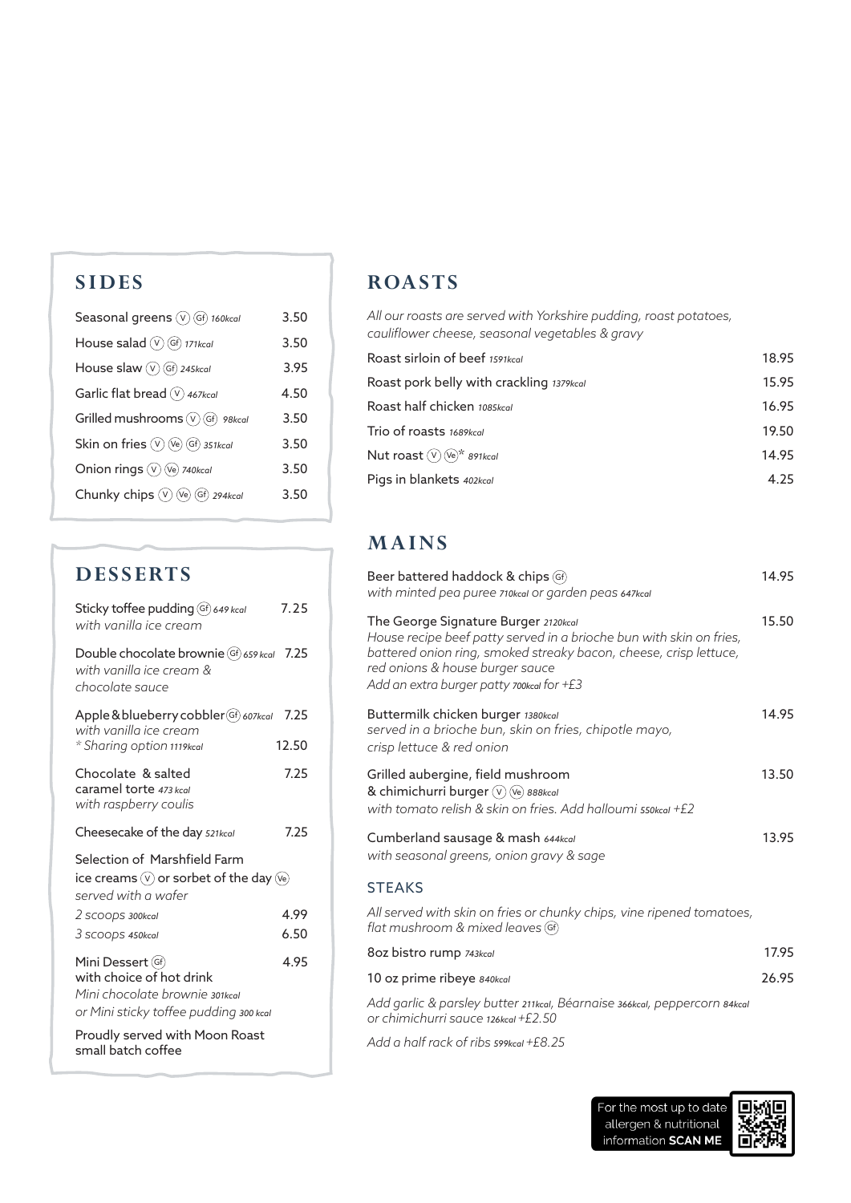## SIDES

| | |
|---|---|
| Seasonal greens (V) (Gf) *160kcal* | 3.50 |
| House salad (V) (Gf) *171kcal* | 3.50 |
| House slaw (V) (Gf) *245kcal* | 3.95 |
| Garlic flat bread (V) *467kcal* | 4.50 |
| Grilled mushrooms (V) (Gf) *98kcal* | 3.50 |
| Skin on fries (V) (Ve) (Gf) *351kcal* | 3.50 |
| Onion rings (V) (Ve) *740kcal* | 3.50 |
| Chunky chips (V) (Ve) (Gf) *294kcal* | 3.50 |

## DESSERTS

| | |
|---|---|
| Sticky toffee pudding (Gf) *649 kcal*<br>*with vanilla ice cream* | 7.25 |
| Double chocolate brownie (Gf) *659 kcal*<br>*with vanilla ice cream & chocolate sauce* | 7.25 |
| Apple & blueberry cobbler (Gf) *607kcal*<br>*with vanilla ice cream* | 7.25 |
| *\* Sharing option 1119kcal* | 12.50 |
| Chocolate & salted caramel torte *473 kcal*<br>*with raspberry coulis* | 7.25 |
| Cheesecake of the day *521kcal* | 7.25 |

Selection of Marshfield Farm ice creams (V) or sorbet of the day (Ve)
*served with a wafer*

| | |
|---|---|
| *2 scoops 300kcal* | 4.99 |
| *3 scoops 450kcal* | 6.50 |

| | |
|---|---|
| Mini Dessert (Gf)<br>with choice of hot drink<br>*Mini chocolate brownie 301kcal*<br>*or Mini sticky toffee pudding 300 kcal* | 4.95 |

Proudly served with Moon Roast small batch coffee

## ROASTS

*All our roasts are served with Yorkshire pudding, roast potatoes, cauliflower cheese, seasonal vegetables & gravy*

| | |
|---|---|
| Roast sirloin of beef *1591kcal* | 18.95 |
| Roast pork belly with crackling *1379kcal* | 15.95 |
| Roast half chicken *1085kcal* | 16.95 |
| Trio of roasts *1689kcal* | 19.50 |
| Nut roast (V) (Ve)* *891kcal* | 14.95 |
| Pigs in blankets *402kcal* | 4.25 |

## MAINS

| | |
|---|---|
| Beer battered haddock & chips (Gf)<br>*with minted pea puree 710kcal or garden peas 647kcal* | 14.95 |
| The George Signature Burger *2120kcal*<br>*House recipe beef patty served in a brioche bun with skin on fries, battered onion ring, smoked streaky bacon, cheese, crisp lettuce, red onions & house burger sauce*<br>*Add an extra burger patty 700kcal for +£3* | 15.50 |
| Buttermilk chicken burger *1380kcal*<br>*served in a brioche bun, skin on fries, chipotle mayo, crisp lettuce & red onion* | 14.95 |
| Grilled aubergine, field mushroom & chimichurri burger (V) (Ve) *888kcal*<br>*with tomato relish & skin on fries. Add halloumi 550kcal +£2* | 13.50 |
| Cumberland sausage & mash *644kcal*<br>*with seasonal greens, onion gravy & sage* | 13.95 |

### STEAKS

*All served with skin on fries or chunky chips, vine ripened tomatoes, flat mushroom & mixed leaves* (Gf)

| | |
|---|---|
| 8oz bistro rump *743kcal* | 17.95 |
| 10 oz prime ribeye *840kcal* | 26.95 |

*Add garlic & parsley butter 211kcal, Béarnaise 366kcal, peppercorn 84kcal or chimichurri sauce 126kcal +£2.50*

*Add a half rack of ribs 599kcal +£8.25*

For the most up to date allergen & nutritional information **SCAN ME**